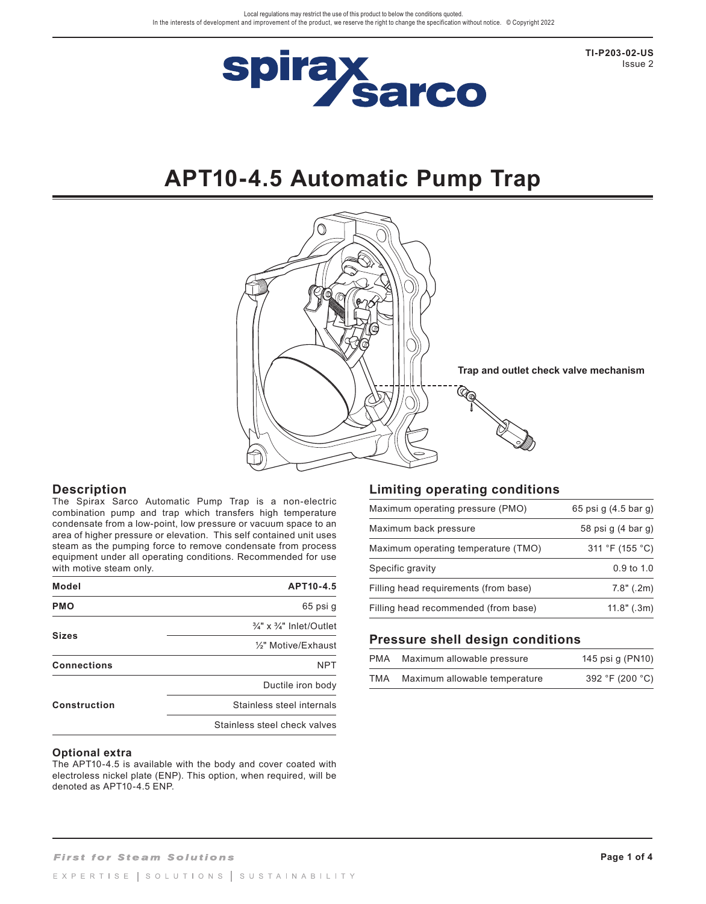Local regulations may restrict the use of this product to below the conditions quoted.
In the interests of development and improvement of the product, we reserve the right to change the specification without notice. © Copyright 2022

TI-P203-02-US
Issue 2

# APT10-4.5 Automatic Pump Trap

Trap and outlet check valve mechanism

## Description

The Spirax Sarco Automatic Pump Trap is a non-electric combination pump and trap which transfers high temperature condensate from a low-point, low pressure or vacuum space to an area of higher pressure or elevation. This self contained unit uses steam as the pumping force to remove condensate from process equipment under all operating conditions. Recommended for use with motive steam only.

| Model | APT10-4.5 |
|---|---|
| PMO | 65 psi g |
| Sizes | ¾" x ¾" Inlet/Outlet |
| | ½" Motive/Exhaust |
| Connections | NPT |
| Construction | Ductile iron body |
| | Stainless steel internals |
| | Stainless steel check valves |

### Optional extra

The APT10-4.5 is available with the body and cover coated with electroless nickel plate (ENP). This option, when required, will be denoted as APT10-4.5 ENP.

## Limiting operating conditions

| | |
|---|---|
| Maximum operating pressure (PMO) | 65 psi g (4.5 bar g) |
| Maximum back pressure | 58 psi g (4 bar g) |
| Maximum operating temperature (TMO) | 311 °F (155 °C) |
| Specific gravity | 0.9 to 1.0 |
| Filling head requirements (from base) | 7.8" (.2m) |
| Filling head recommended (from base) | 11.8" (.3m) |

## Pressure shell design conditions

| | | |
|---|---|---|
| PMA | Maximum allowable pressure | 145 psi g (PN10) |
| TMA | Maximum allowable temperature | 392 °F (200 °C) |

*First for Steam Solutions*

EXPERTISE | SOLUTIONS | SUSTAINABILITY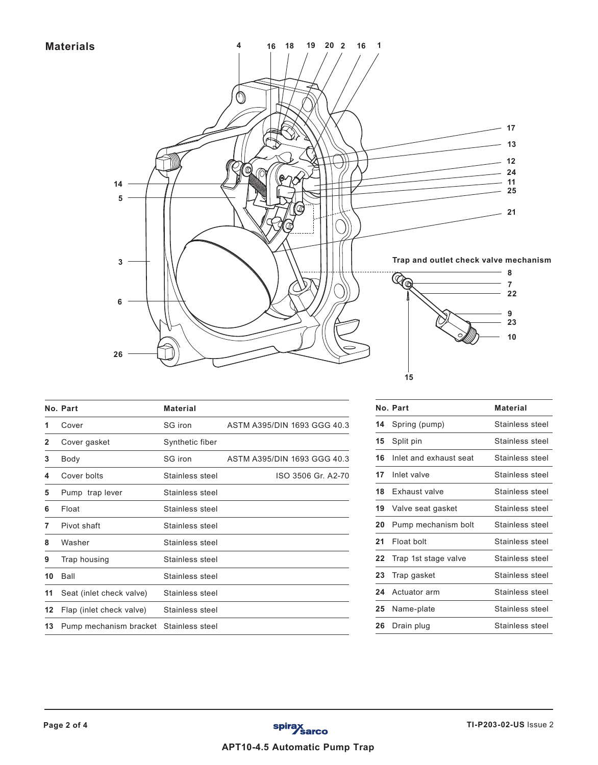## Materials

Trap and outlet check valve mechanism

| No. | Part | Material | |
|---|---|---|---|
| 1 | Cover | SG iron | ASTM A395/DIN 1693 GGG 40.3 |
| 2 | Cover gasket | Synthetic fiber | |
| 3 | Body | SG iron | ASTM A395/DIN 1693 GGG 40.3 |
| 4 | Cover bolts | Stainless steel | ISO 3506 Gr. A2-70 |
| 5 | Pump trap lever | Stainless steel | |
| 6 | Float | Stainless steel | |
| 7 | Pivot shaft | Stainless steel | |
| 8 | Washer | Stainless steel | |
| 9 | Trap housing | Stainless steel | |
| 10 | Ball | Stainless steel | |
| 11 | Seat (inlet check valve) | Stainless steel | |
| 12 | Flap (inlet check valve) | Stainless steel | |
| 13 | Pump mechanism bracket | Stainless steel | |

| No. | Part | Material |
|---|---|---|
| 14 | Spring (pump) | Stainless steel |
| 15 | Split pin | Stainless steel |
| 16 | Inlet and exhaust seat | Stainless steel |
| 17 | Inlet valve | Stainless steel |
| 18 | Exhaust valve | Stainless steel |
| 19 | Valve seat gasket | Stainless steel |
| 20 | Pump mechanism bolt | Stainless steel |
| 21 | Float bolt | Stainless steel |
| 22 | Trap 1st stage valve | Stainless steel |
| 23 | Trap gasket | Stainless steel |
| 24 | Actuator arm | Stainless steel |
| 25 | Name-plate | Stainless steel |
| 26 | Drain plug | Stainless steel |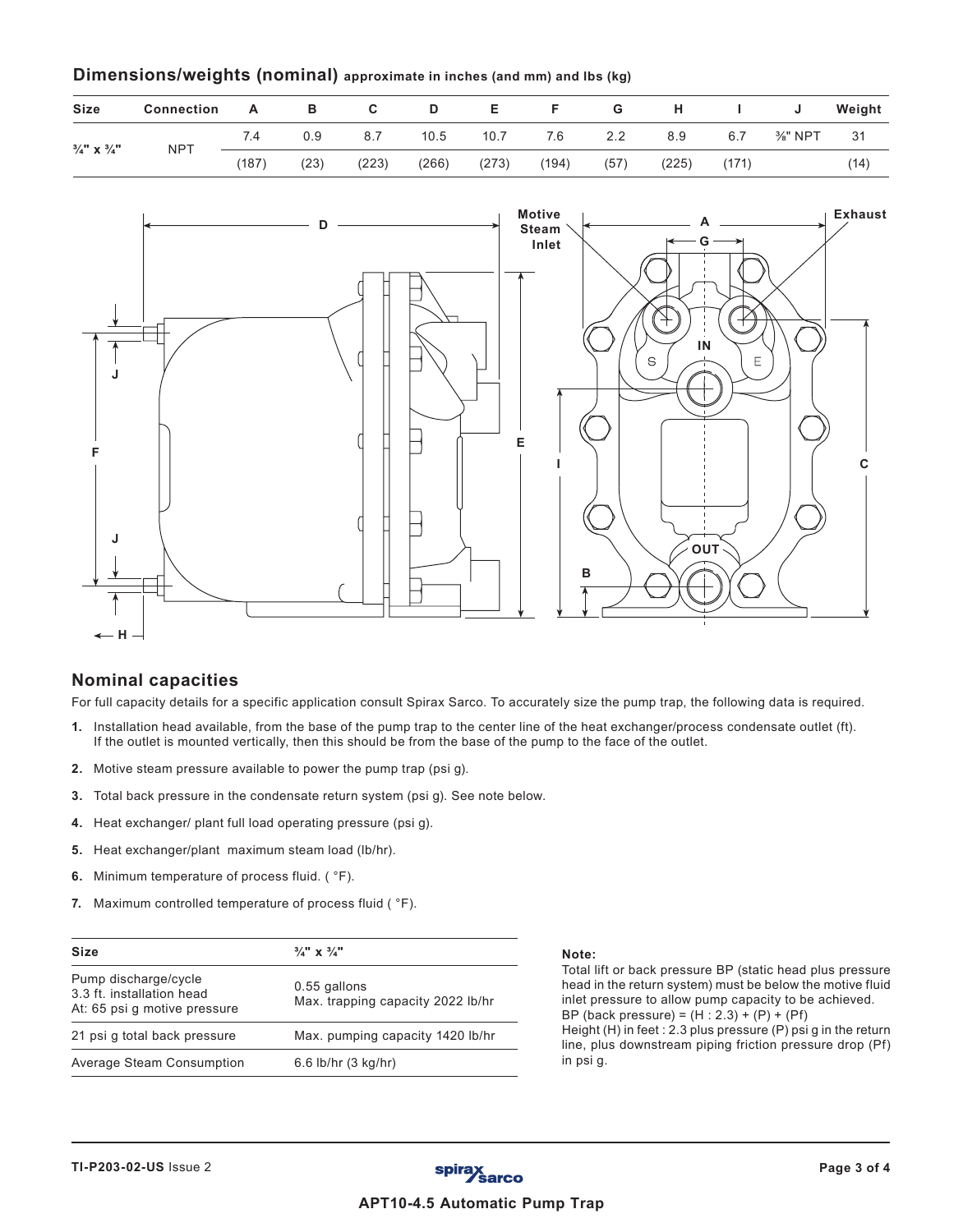## Dimensions/weights (nominal) approximate in inches (and mm) and lbs (kg)

| Size | Connection | A | B | C | D | E | F | G | H | I | J | Weight |
|---|---|---|---|---|---|---|---|---|---|---|---|---|
| ¾" x ¾" | NPT | 7.4 | 0.9 | 8.7 | 10.5 | 10.7 | 7.6 | 2.2 | 8.9 | 6.7 | ⅜" NPT | 31 |
| | | (187) | (23) | (223) | (266) | (273) | (194) | (57) | (225) | (171) | | (14) |

## Nominal capacities

For full capacity details for a specific application consult Spirax Sarco. To accurately size the pump trap, the following data is required.

1. Installation head available, from the base of the pump trap to the center line of the heat exchanger/process condensate outlet (ft). If the outlet is mounted vertically, then this should be from the base of the pump to the face of the outlet.
2. Motive steam pressure available to power the pump trap (psi g).
3. Total back pressure in the condensate return system (psi g). See note below.
4. Heat exchanger/ plant full load operating pressure (psi g).
5. Heat exchanger/plant maximum steam load (lb/hr).
6. Minimum temperature of process fluid. ( °F).
7. Maximum controlled temperature of process fluid ( °F).

| Size | ¾" x ¾" |
|---|---|
| Pump discharge/cycle<br>3.3 ft. installation head<br>At: 65 psi g motive pressure | 0.55 gallons<br>Max. trapping capacity 2022 lb/hr |
| 21 psi g total back pressure | Max. pumping capacity 1420 lb/hr |
| Average Steam Consumption | 6.6 lb/hr (3 kg/hr) |

**Note:**
Total lift or back pressure BP (static head plus pressure head in the return system) must be below the motive fluid inlet pressure to allow pump capacity to be achieved.
BP (back pressure) = (H : 2.3) + (P) + (Pf)
Height (H) in feet : 2.3 plus pressure (P) psi g in the return line, plus downstream piping friction pressure drop (Pf) in psi g.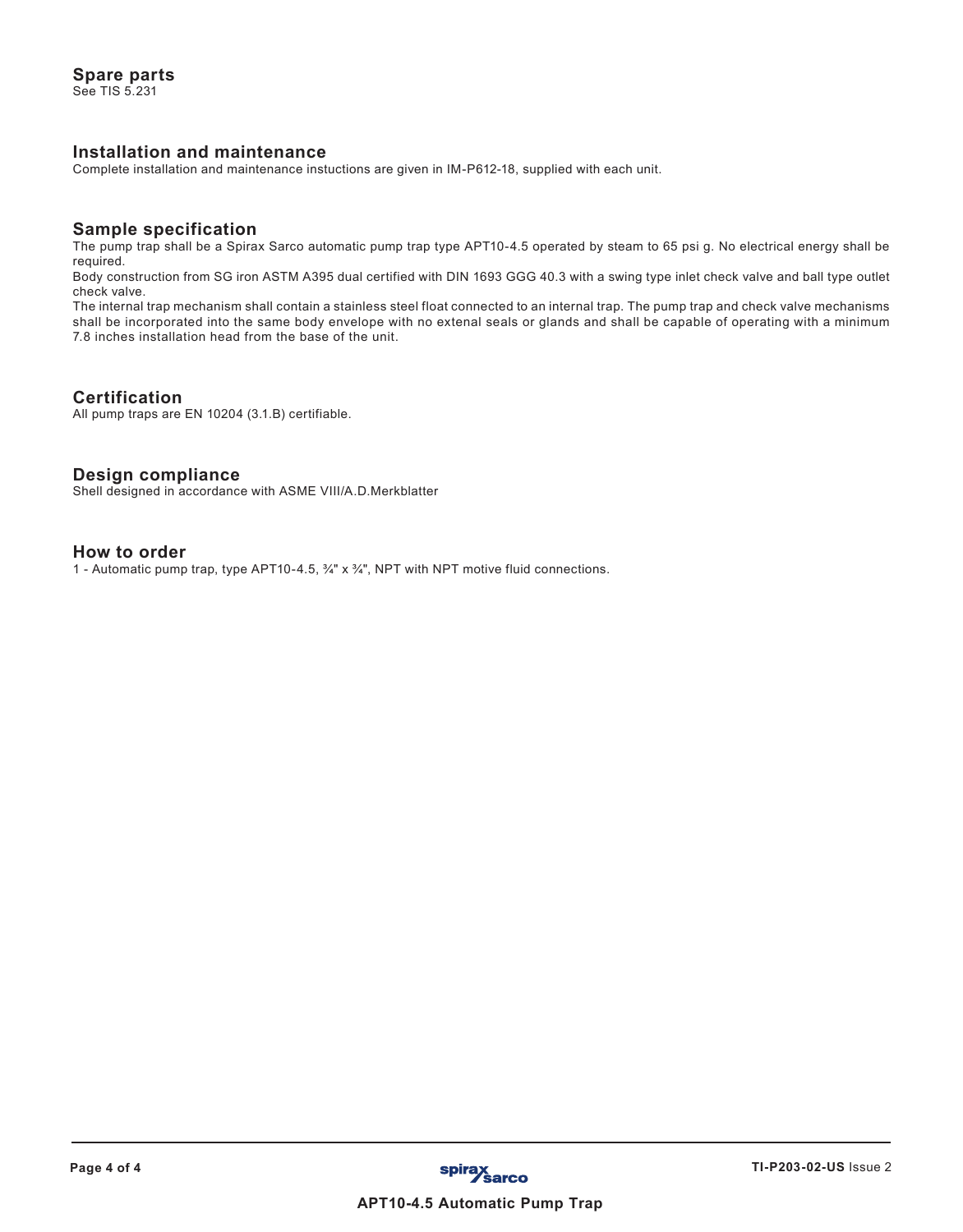## Spare parts

See TIS 5.231

## Installation and maintenance

Complete installation and maintenance instuctions are given in IM-P612-18, supplied with each unit.

## Sample specification

The pump trap shall be a Spirax Sarco automatic pump trap type APT10-4.5 operated by steam to 65 psi g. No electrical energy shall be required.

Body construction from SG iron ASTM A395 dual certified with DIN 1693 GGG 40.3 with a swing type inlet check valve and ball type outlet check valve.

The internal trap mechanism shall contain a stainless steel float connected to an internal trap. The pump trap and check valve mechanisms shall be incorporated into the same body envelope with no extenal seals or glands and shall be capable of operating with a minimum 7.8 inches installation head from the base of the unit.

## Certification

All pump traps are EN 10204 (3.1.B) certifiable.

## Design compliance

Shell designed in accordance with ASME VIII/A.D.Merkblatter

## How to order

1 - Automatic pump trap, type APT10-4.5, ¾" x ¾", NPT with NPT motive fluid connections.